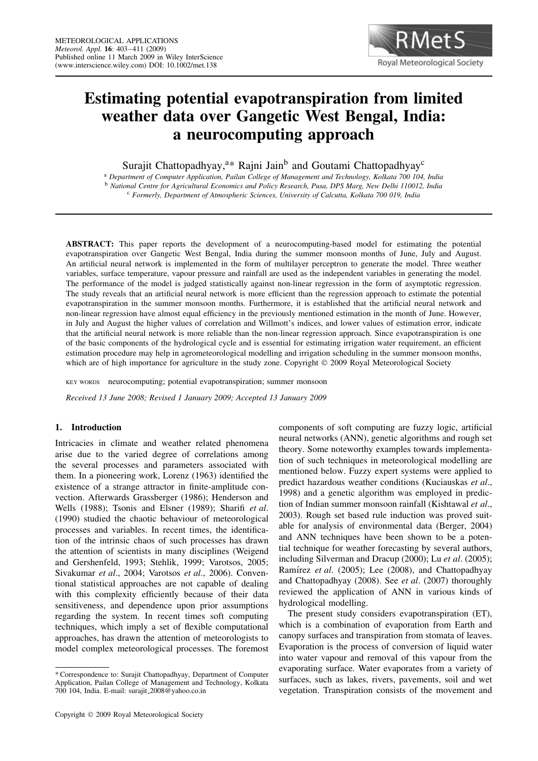# Estimating potential evapotranspiration from limited weather data over Gangetic West Bengal, India: a neurocomputing approach

Surajit Chattopadhyay,[a]* Rajni Jain[b] and Goutami Chattopadhyay[c]

[a] *Department of Computer Application, Pailan College of Management and Technology, Kolkata 700 104, India*
[b] *National Centre for Agricultural Economics and Policy Research, Pusa, DPS Marg, New Delhi 110012, India*
[c] *Formerly, Department of Atmospheric Sciences, University of Calcutta, Kolkata 700 019, India*

**ABSTRACT:** This paper reports the development of a neurocomputing-based model for estimating the potential evapotranspiration over Gangetic West Bengal, India during the summer monsoon months of June, July and August. An artificial neural network is implemented in the form of multilayer perceptron to generate the model. Three weather variables, surface temperature, vapour pressure and rainfall are used as the independent variables in generating the model. The performance of the model is judged statistically against non-linear regression in the form of asymptotic regression. The study reveals that an artificial neural network is more efficient than the regression approach to estimate the potential evapotranspiration in the summer monsoon months. Furthermore, it is established that the artificial neural network and non-linear regression have almost equal efficiency in the previously mentioned estimation in the month of June. However, in July and August the higher values of correlation and Willmott's indices, and lower values of estimation error, indicate that the artificial neural network is more reliable than the non-linear regression approach. Since evapotranspiration is one of the basic components of the hydrological cycle and is essential for estimating irrigation water requirement, an efficient estimation procedure may help in agrometeorological modelling and irrigation scheduling in the summer monsoon months, which are of high importance for agriculture in the study zone. Copyright © 2009 Royal Meteorological Society

KEY WORDS neurocomputing; potential evapotranspiration; summer monsoon

*Received 13 June 2008; Revised 1 January 2009; Accepted 13 January 2009*

## 1. Introduction

Intricacies in climate and weather related phenomena arise due to the varied degree of correlations among the several processes and parameters associated with them. In a pioneering work, Lorenz (1963) identified the existence of a strange attractor in finite-amplitude convection. Afterwards Grassberger (1986); Henderson and Wells (1988); Tsonis and Elsner (1989); Sharifi *et al*. (1990) studied the chaotic behaviour of meteorological processes and variables. In recent times, the identification of the intrinsic chaos of such processes has drawn the attention of scientists in many disciplines (Weigend and Gershenfeld, 1993; Stehlik, 1999; Varotsos, 2005; Sivakumar *et al*., 2004; Varotsos *et al*., 2006). Conventional statistical approaches are not capable of dealing with this complexity efficiently because of their data sensitiveness, and dependence upon prior assumptions regarding the system. In recent times soft computing techniques, which imply a set of flexible computational approaches, has drawn the attention of meteorologists to model complex meteorological processes. The foremost components of soft computing are fuzzy logic, artificial neural networks (ANN), genetic algorithms and rough set theory. Some noteworthy examples towards implementation of such techniques in meteorological modelling are mentioned below. Fuzzy expert systems were applied to predict hazardous weather conditions (Kuciauskas *et al*., 1998) and a genetic algorithm was employed in prediction of Indian summer monsoon rainfall (Kishtawal *et al*., 2003). Rough set based rule induction was proved suitable for analysis of environmental data (Berger, 2004) and ANN techniques have been shown to be a potential technique for weather forecasting by several authors, including Silverman and Dracup (2000); Lu *et al*. (2005); Ramírez *et al*. (2005); Lee (2008), and Chattopadhyay and Chattopadhyay (2008). See *et al*. (2007) thoroughly reviewed the application of ANN in various kinds of hydrological modelling.

The present study considers evapotranspiration (ET), which is a combination of evaporation from Earth and canopy surfaces and transpiration from stomata of leaves. Evaporation is the process of conversion of liquid water into water vapour and removal of this vapour from the evaporating surface. Water evaporates from a variety of surfaces, such as lakes, rivers, pavements, soil and wet vegetation. Transpiration consists of the movement and

\* Correspondence to: Surajit Chattopadhyay, Department of Computer Application, Pailan College of Management and Technology, Kolkata 700 104, India. E-mail: surajit_2008@yahoo.co.in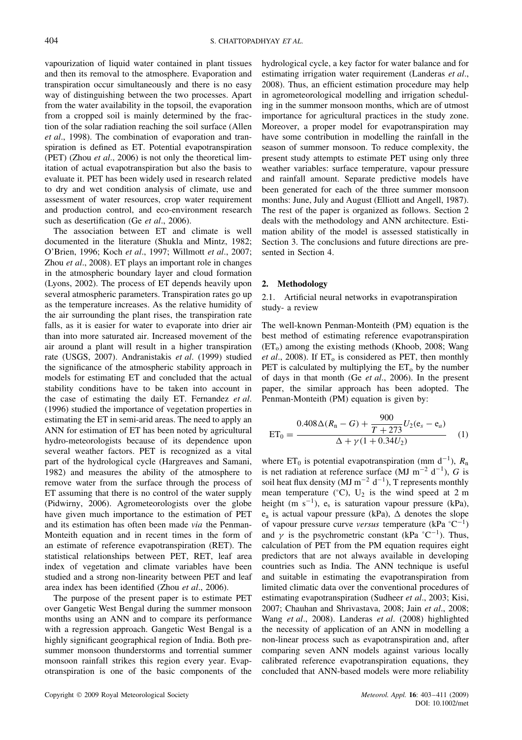vapourization of liquid water contained in plant tissues and then its removal to the atmosphere. Evaporation and transpiration occur simultaneously and there is no easy way of distinguishing between the two processes. Apart from the water availability in the topsoil, the evaporation from a cropped soil is mainly determined by the fraction of the solar radiation reaching the soil surface (Allen *et al*., 1998). The combination of evaporation and transpiration is defined as ET. Potential evapotranspiration (PET) (Zhou *et al*., 2006) is not only the theoretical limitation of actual evapotranspiration but also the basis to evaluate it. PET has been widely used in research related to dry and wet condition analysis of climate, use and assessment of water resources, crop water requirement and production control, and eco-environment research such as desertification (Ge *et al*., 2006).

The association between ET and climate is well documented in the literature (Shukla and Mintz, 1982; O'Brien, 1996; Koch *et al*., 1997; Willmott *et al*., 2007; Zhou *et al*., 2008). ET plays an important role in changes in the atmospheric boundary layer and cloud formation (Lyons, 2002). The process of ET depends heavily upon several atmospheric parameters. Transpiration rates go up as the temperature increases. As the relative humidity of the air surrounding the plant rises, the transpiration rate falls, as it is easier for water to evaporate into drier air than into more saturated air. Increased movement of the air around a plant will result in a higher transpiration rate (USGS, 2007). Andranistakis *et al*. (1999) studied the significance of the atmospheric stability approach in models for estimating ET and concluded that the actual stability conditions have to be taken into account in the case of estimating the daily ET. Fernandez *et al*. (1996) studied the importance of vegetation properties in estimating the ET in semi-arid areas. The need to apply an ANN for estimation of ET has been noted by agricultural hydro-meteorologists because of its dependence upon several weather factors. PET is recognized as a vital part of the hydrological cycle (Hargreaves and Samani, 1982) and measures the ability of the atmosphere to remove water from the surface through the process of ET assuming that there is no control of the water supply (Pidwirny, 2006). Agrometeorologists over the globe have given much importance to the estimation of PET and its estimation has often been made *via* the Penman-Monteith equation and in recent times in the form of an estimate of reference evapotranspiration (RET). The statistical relationships between PET, RET, leaf area index of vegetation and climate variables have been studied and a strong non-linearity between PET and leaf area index has been identified (Zhou *et al*., 2006).

The purpose of the present paper is to estimate PET over Gangetic West Bengal during the summer monsoon months using an ANN and to compare its performance with a regression approach. Gangetic West Bengal is a highly significant geographical region of India. Both pre-summer monsoon thunderstorms and torrential summer monsoon rainfall strikes this region every year. Evapotranspiration is one of the basic components of the hydrological cycle, a key factor for water balance and for estimating irrigation water requirement (Landeras *et al*., 2008). Thus, an efficient estimation procedure may help in agrometeorological modelling and irrigation scheduling in the summer monsoon months, which are of utmost importance for agricultural practices in the study zone. Moreover, a proper model for evapotranspiration may have some contribution in modelling the rainfall in the season of summer monsoon. To reduce complexity, the present study attempts to estimate PET using only three weather variables: surface temperature, vapour pressure and rainfall amount. Separate predictive models have been generated for each of the three summer monsoon months: June, July and August (Elliott and Angell, 1987). The rest of the paper is organized as follows. Section 2 deals with the methodology and ANN architecture. Estimation ability of the model is assessed statistically in Section 3. The conclusions and future directions are presented in Section 4.

## 2. Methodology

### 2.1. Artificial neural networks in evapotranspiration study- a review

The well-known Penman-Monteith (PM) equation is the best method of estimating reference evapotranspiration ($ET_o$) among the existing methods (Khoob, 2008; Wang *et al*., 2008). If $ET_o$ is considered as PET, then monthly PET is calculated by multiplying the $ET_o$ by the number of days in that month (Ge *et al*., 2006). In the present paper, the similar approach has been adopted. The Penman-Monteith (PM) equation is given by:

$$ET_0 = \frac{0.408\Delta(R_n - G) + \dfrac{900}{T + 273}U_2(e_s - e_a)}{\Delta + \gamma(1 + 0.34U_2)} \quad (1)$$

where $ET_0$ is potential evapotranspiration (mm $d^{-1}$), $R_n$ is net radiation at reference surface (MJ $m^{-2}$ $d^{-1}$), $G$ is soil heat flux density (MJ $m^{-2}$ $d^{-1}$), T represents monthly mean temperature (°C), $U_2$ is the wind speed at 2 m height (m $s^{-1}$), $e_s$ is saturation vapour pressure (kPa), $e_a$ is actual vapour pressure (kPa), $\Delta$ denotes the slope of vapour pressure curve *versus* temperature (kPa °$C^{-1}$) and $\gamma$ is the psychrometric constant (kPa °$C^{-1}$). Thus, calculation of PET from the PM equation requires eight predictors that are not always available in developing countries such as India. The ANN technique is useful and suitable in estimating the evapotranspiration from limited climatic data over the conventional procedures of estimating evapotranspiration (Sudheer *et al*., 2003; Kisi, 2007; Chauhan and Shrivastava, 2008; Jain *et al*., 2008; Wang *et al*., 2008). Landeras *et al*. (2008) highlighted the necessity of application of an ANN in modelling a non-linear process such as evapotranspiration and, after comparing seven ANN models against various locally calibrated reference evapotranspiration equations, they concluded that ANN-based models were more reliability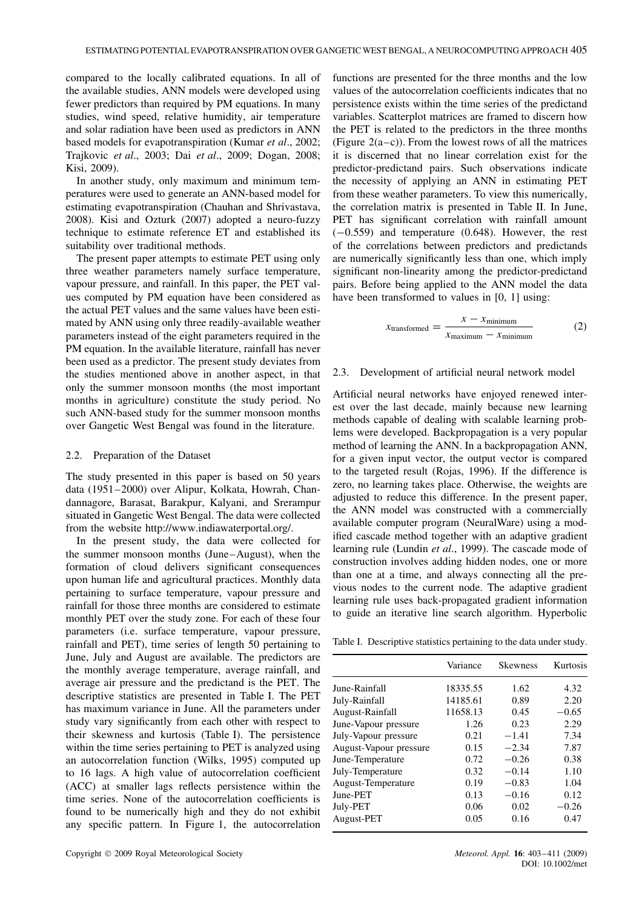compared to the locally calibrated equations. In all of the available studies, ANN models were developed using fewer predictors than required by PM equations. In many studies, wind speed, relative humidity, air temperature and solar radiation have been used as predictors in ANN based models for evapotranspiration (Kumar *et al*., 2002; Trajkovic *et al*., 2003; Dai *et al*., 2009; Dogan, 2008; Kisi, 2009).

In another study, only maximum and minimum temperatures were used to generate an ANN-based model for estimating evapotranspiration (Chauhan and Shrivastava, 2008). Kisi and Ozturk (2007) adopted a neuro-fuzzy technique to estimate reference ET and established its suitability over traditional methods.

The present paper attempts to estimate PET using only three weather parameters namely surface temperature, vapour pressure, and rainfall. In this paper, the PET values computed by PM equation have been considered as the actual PET values and the same values have been estimated by ANN using only three readily-available weather parameters instead of the eight parameters required in the PM equation. In the available literature, rainfall has never been used as a predictor. The present study deviates from the studies mentioned above in another aspect, in that only the summer monsoon months (the most important months in agriculture) constitute the study period. No such ANN-based study for the summer monsoon months over Gangetic West Bengal was found in the literature.

### 2.2. Preparation of the Dataset

The study presented in this paper is based on 50 years data (1951–2000) over Alipur, Kolkata, Howrah, Chandannagore, Barasat, Barakpur, Kalyani, and Srerampur situated in Gangetic West Bengal. The data were collected from the website http://www.indiawaterportal.org/.

In the present study, the data were collected for the summer monsoon months (June–August), when the formation of cloud delivers significant consequences upon human life and agricultural practices. Monthly data pertaining to surface temperature, vapour pressure and rainfall for those three months are considered to estimate monthly PET over the study zone. For each of these four parameters (i.e. surface temperature, vapour pressure, rainfall and PET), time series of length 50 pertaining to June, July and August are available. The predictors are the monthly average temperature, average rainfall, and average air pressure and the predictand is the PET. The descriptive statistics are presented in Table I. The PET has maximum variance in June. All the parameters under study vary significantly from each other with respect to their skewness and kurtosis (Table I). The persistence within the time series pertaining to PET is analyzed using an autocorrelation function (Wilks, 1995) computed up to 16 lags. A high value of autocorrelation coefficient (ACC) at smaller lags reflects persistence within the time series. None of the autocorrelation coefficients is found to be numerically high and they do not exhibit any specific pattern. In Figure 1, the autocorrelation functions are presented for the three months and the low values of the autocorrelation coefficients indicates that no persistence exists within the time series of the predictand variables. Scatterplot matrices are framed to discern how the PET is related to the predictors in the three months (Figure 2(a–c)). From the lowest rows of all the matrices it is discerned that no linear correlation exist for the predictor-predictand pairs. Such observations indicate the necessity of applying an ANN in estimating PET from these weather parameters. To view this numerically, the correlation matrix is presented in Table II. In June, PET has significant correlation with rainfall amount (−0.559) and temperature (0.648). However, the rest of the correlations between predictors and predictands are numerically significantly less than one, which imply significant non-linearity among the predictor-predictand pairs. Before being applied to the ANN model the data have been transformed to values in [0, 1] using:

$$x_{\text{transformed}} = \frac{x - x_{\text{minimum}}}{x_{\text{maximum}} - x_{\text{minimum}}} \tag{2}$$

### 2.3. Development of artificial neural network model

Artificial neural networks have enjoyed renewed interest over the last decade, mainly because new learning methods capable of dealing with scalable learning problems were developed. Backpropagation is a very popular method of learning the ANN. In a backpropagation ANN, for a given input vector, the output vector is compared to the targeted result (Rojas, 1996). If the difference is zero, no learning takes place. Otherwise, the weights are adjusted to reduce this difference. In the present paper, the ANN model was constructed with a commercially available computer program (NeuralWare) using a modified cascade method together with an adaptive gradient learning rule (Lundin *et al*., 1999). The cascade mode of construction involves adding hidden nodes, one or more than one at a time, and always connecting all the previous nodes to the current node. The adaptive gradient learning rule uses back-propagated gradient information to guide an iterative line search algorithm. Hyperbolic

Table I. Descriptive statistics pertaining to the data under study.

| | Variance | Skewness | Kurtosis |
|---|---|---|---|
| June-Rainfall | 18335.55 | 1.62 | 4.32 |
| July-Rainfall | 14185.61 | 0.89 | 2.20 |
| August-Rainfall | 11658.13 | 0.45 | −0.65 |
| June-Vapour pressure | 1.26 | 0.23 | 2.29 |
| July-Vapour pressure | 0.21 | −1.41 | 7.34 |
| August-Vapour pressure | 0.15 | −2.34 | 7.87 |
| June-Temperature | 0.72 | −0.26 | 0.38 |
| July-Temperature | 0.32 | −0.14 | 1.10 |
| August-Temperature | 0.19 | −0.83 | 1.04 |
| June-PET | 0.13 | −0.16 | 0.12 |
| July-PET | 0.06 | 0.02 | −0.26 |
| August-PET | 0.05 | 0.16 | 0.47 |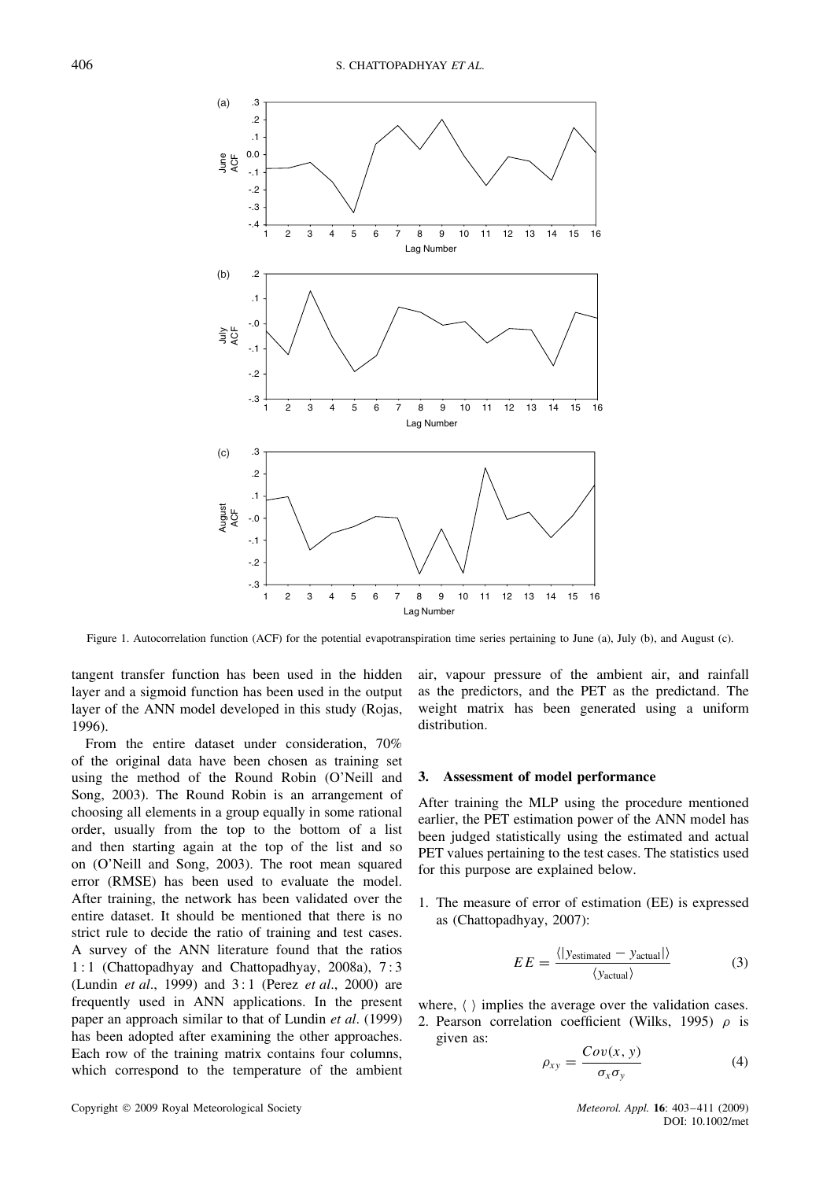Figure 1. Autocorrelation function (ACF) for the potential evapotranspiration time series pertaining to June (a), July (b), and August (c).

tangent transfer function has been used in the hidden layer and a sigmoid function has been used in the output layer of the ANN model developed in this study (Rojas, 1996).

From the entire dataset under consideration, 70% of the original data have been chosen as training set using the method of the Round Robin (O'Neill and Song, 2003). The Round Robin is an arrangement of choosing all elements in a group equally in some rational order, usually from the top to the bottom of a list and then starting again at the top of the list and so on (O'Neill and Song, 2003). The root mean squared error (RMSE) has been used to evaluate the model. After training, the network has been validated over the entire dataset. It should be mentioned that there is no strict rule to decide the ratio of training and test cases. A survey of the ANN literature found that the ratios 1 : 1 (Chattopadhyay and Chattopadhyay, 2008a), 7 : 3 (Lundin *et al*., 1999) and 3 : 1 (Perez *et al*., 2000) are frequently used in ANN applications. In the present paper an approach similar to that of Lundin *et al*. (1999) has been adopted after examining the other approaches. Each row of the training matrix contains four columns, which correspond to the temperature of the ambient air, vapour pressure of the ambient air, and rainfall as the predictors, and the PET as the predictand. The weight matrix has been generated using a uniform distribution.

## 3. Assessment of model performance

After training the MLP using the procedure mentioned earlier, the PET estimation power of the ANN model has been judged statistically using the estimated and actual PET values pertaining to the test cases. The statistics used for this purpose are explained below.

1. The measure of error of estimation (EE) is expressed as (Chattopadhyay, 2007):

$$EE = \frac{\langle |y_{\text{estimated}} - y_{\text{actual}}| \rangle}{\langle y_{\text{actual}} \rangle} \tag{3}$$

where, $\langle\ \rangle$ implies the average over the validation cases.

2. Pearson correlation coefficient (Wilks, 1995) $\rho$ is given as:

$$\rho_{xy} = \frac{Cov(x, y)}{\sigma_x \sigma_y} \tag{4}$$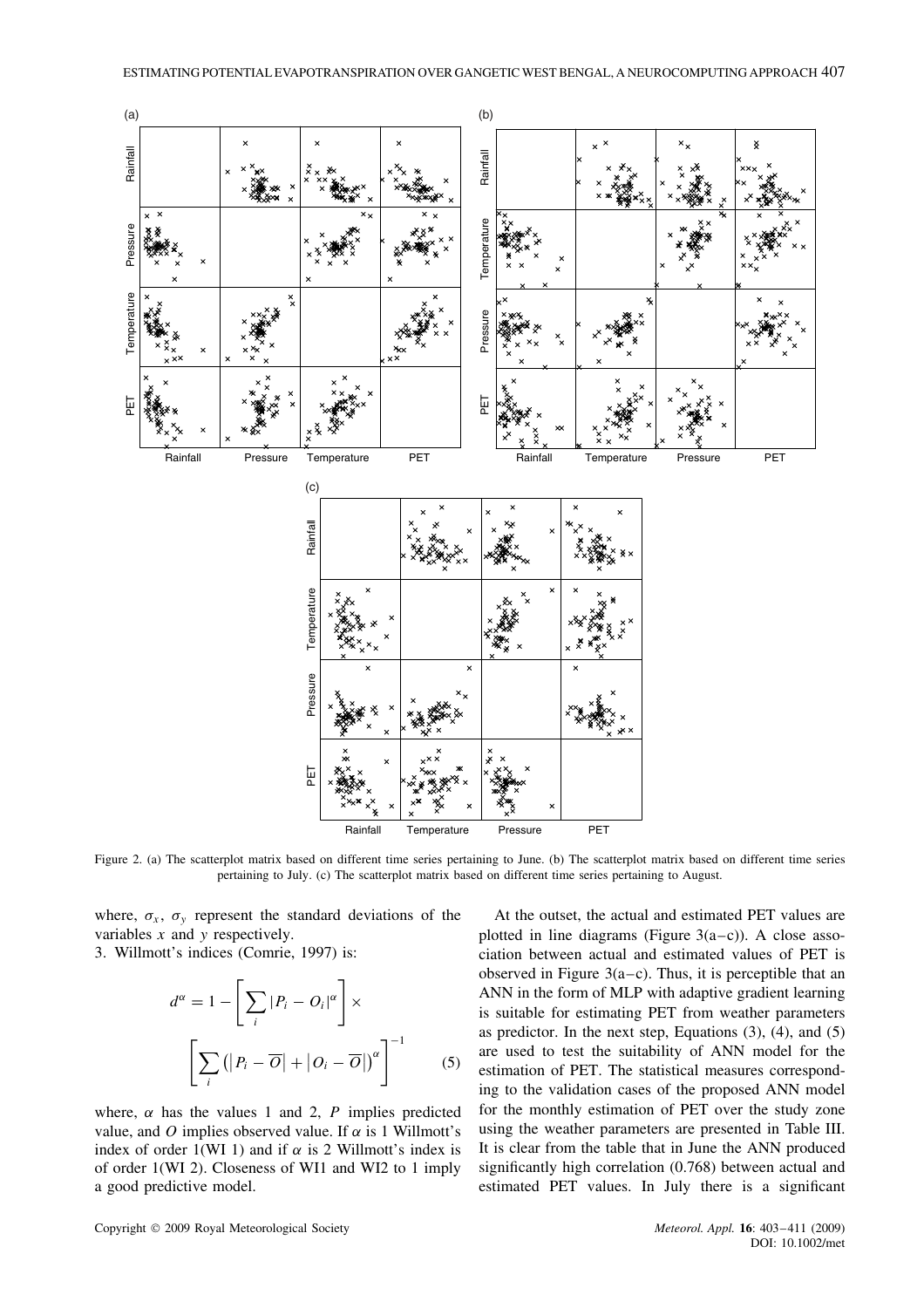Figure 2. (a) The scatterplot matrix based on different time series pertaining to June. (b) The scatterplot matrix based on different time series pertaining to July. (c) The scatterplot matrix based on different time series pertaining to August.

where, $\sigma_x$, $\sigma_y$ represent the standard deviations of the variables $x$ and $y$ respectively.

3. Willmott's indices (Comrie, 1997) is:

$$d^{\alpha} = 1 - \left[ \sum_i |P_i - O_i|^{\alpha} \right] \times \left[ \sum_i \left( |P_i - \overline{O}| + |O_i - \overline{O}| \right)^{\alpha} \right]^{-1} \quad (5)$$

where, $\alpha$ has the values 1 and 2, $P$ implies predicted value, and $O$ implies observed value. If $\alpha$ is 1 Willmott's index of order 1(WI 1) and if $\alpha$ is 2 Willmott's index is of order 1(WI 2). Closeness of WI1 and WI2 to 1 imply a good predictive model.

At the outset, the actual and estimated PET values are plotted in line diagrams (Figure 3(a–c)). A close association between actual and estimated values of PET is observed in Figure 3(a–c). Thus, it is perceptible that an ANN in the form of MLP with adaptive gradient learning is suitable for estimating PET from weather parameters as predictor. In the next step, Equations (3), (4), and (5) are used to test the suitability of ANN model for the estimation of PET. The statistical measures corresponding to the validation cases of the proposed ANN model for the monthly estimation of PET over the study zone using the weather parameters are presented in Table III. It is clear from the table that in June the ANN produced significantly high correlation (0.768) between actual and estimated PET values. In July there is a significant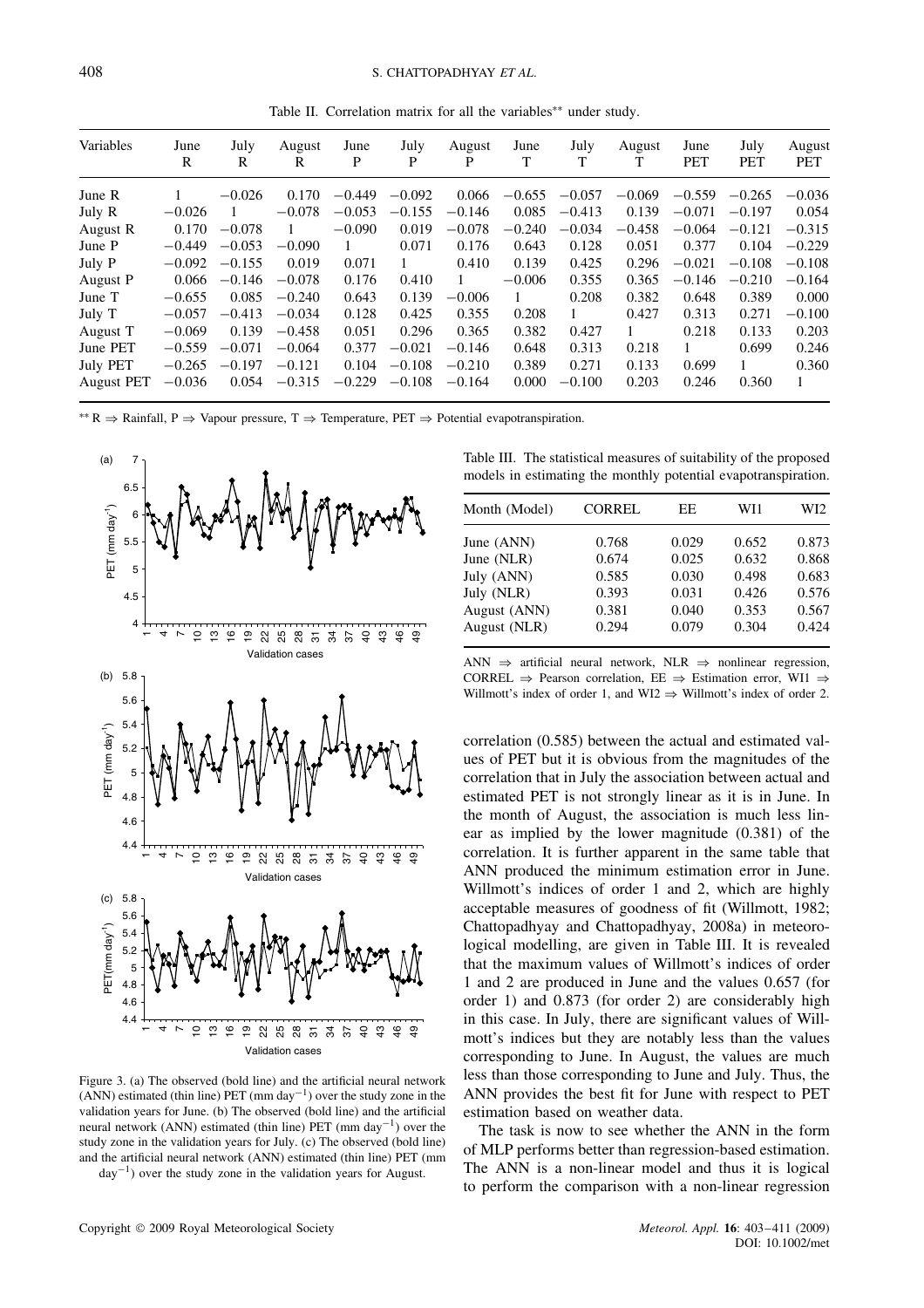Table II. Correlation matrix for all the variables** under study.

| Variables | June R | July R | August R | June P | July P | August P | June T | July T | August T | June PET | July PET | August PET |
|---|---|---|---|---|---|---|---|---|---|---|---|---|
| June R | 1 | −0.026 | 0.170 | −0.449 | −0.092 | 0.066 | −0.655 | −0.057 | −0.069 | −0.559 | −0.265 | −0.036 |
| July R | −0.026 | 1 | −0.078 | −0.053 | −0.155 | −0.146 | 0.085 | −0.413 | 0.139 | −0.071 | −0.197 | 0.054 |
| August R | 0.170 | −0.078 | 1 | −0.090 | 0.019 | −0.078 | −0.240 | −0.034 | −0.458 | −0.064 | −0.121 | −0.315 |
| June P | −0.449 | −0.053 | −0.090 | 1 | 0.071 | 0.176 | 0.643 | 0.128 | 0.051 | 0.377 | 0.104 | −0.229 |
| July P | −0.092 | −0.155 | 0.019 | 0.071 | 1 | 0.410 | 0.139 | 0.425 | 0.296 | −0.021 | −0.108 | −0.108 |
| August P | 0.066 | −0.146 | −0.078 | 0.176 | 0.410 | 1 | −0.006 | 0.355 | 0.365 | −0.146 | −0.210 | −0.164 |
| June T | −0.655 | 0.085 | −0.240 | 0.643 | 0.139 | −0.006 | 1 | 0.208 | 0.382 | 0.648 | 0.389 | 0.000 |
| July T | −0.057 | −0.413 | −0.034 | 0.128 | 0.425 | 0.355 | 0.208 | 1 | 0.427 | 0.313 | 0.271 | −0.100 |
| August T | −0.069 | 0.139 | −0.458 | 0.051 | 0.296 | 0.365 | 0.382 | 0.427 | 1 | 0.218 | 0.133 | 0.203 |
| June PET | −0.559 | −0.071 | −0.064 | 0.377 | −0.021 | −0.146 | 0.648 | 0.313 | 0.218 | 1 | 0.699 | 0.246 |
| July PET | −0.265 | −0.197 | −0.121 | 0.104 | −0.108 | −0.210 | 0.389 | 0.271 | 0.133 | 0.699 | 1 | 0.360 |
| August PET | −0.036 | 0.054 | −0.315 | −0.229 | −0.108 | −0.164 | 0.000 | −0.100 | 0.203 | 0.246 | 0.360 | 1 |

** R ⇒ Rainfall, P ⇒ Vapour pressure, T ⇒ Temperature, PET ⇒ Potential evapotranspiration.

Figure 3. (a) The observed (bold line) and the artificial neural network (ANN) estimated (thin line) PET (mm day$^{-1}$) over the study zone in the validation years for June. (b) The observed (bold line) and the artificial neural network (ANN) estimated (thin line) PET (mm day$^{-1}$) over the study zone in the validation years for July. (c) The observed (bold line) and the artificial neural network (ANN) estimated (thin line) PET (mm day$^{-1}$) over the study zone in the validation years for August.

Table III. The statistical measures of suitability of the proposed models in estimating the monthly potential evapotranspiration.

| Month (Model) | CORREL | EE | WI1 | WI2 |
|---|---|---|---|---|
| June (ANN) | 0.768 | 0.029 | 0.652 | 0.873 |
| June (NLR) | 0.674 | 0.025 | 0.632 | 0.868 |
| July (ANN) | 0.585 | 0.030 | 0.498 | 0.683 |
| July (NLR) | 0.393 | 0.031 | 0.426 | 0.576 |
| August (ANN) | 0.381 | 0.040 | 0.353 | 0.567 |
| August (NLR) | 0.294 | 0.079 | 0.304 | 0.424 |

ANN ⇒ artificial neural network, NLR ⇒ nonlinear regression, CORREL ⇒ Pearson correlation, EE ⇒ Estimation error, WI1 ⇒ Willmott's index of order 1, and WI2 ⇒ Willmott's index of order 2.

correlation (0.585) between the actual and estimated values of PET but it is obvious from the magnitudes of the correlation that in July the association between actual and estimated PET is not strongly linear as it is in June. In the month of August, the association is much less linear as implied by the lower magnitude (0.381) of the correlation. It is further apparent in the same table that ANN produced the minimum estimation error in June. Willmott's indices of order 1 and 2, which are highly acceptable measures of goodness of fit (Willmott, 1982; Chattopadhyay and Chattopadhyay, 2008a) in meteorological modelling, are given in Table III. It is revealed that the maximum values of Willmott's indices of order 1 and 2 are produced in June and the values 0.657 (for order 1) and 0.873 (for order 2) are considerably high in this case. In July, there are significant values of Willmott's indices but they are notably less than the values corresponding to June. In August, the values are much less than those corresponding to June and July. Thus, the ANN provides the best fit for June with respect to PET estimation based on weather data.

The task is now to see whether the ANN in the form of MLP performs better than regression-based estimation. The ANN is a non-linear model and thus it is logical to perform the comparison with a non-linear regression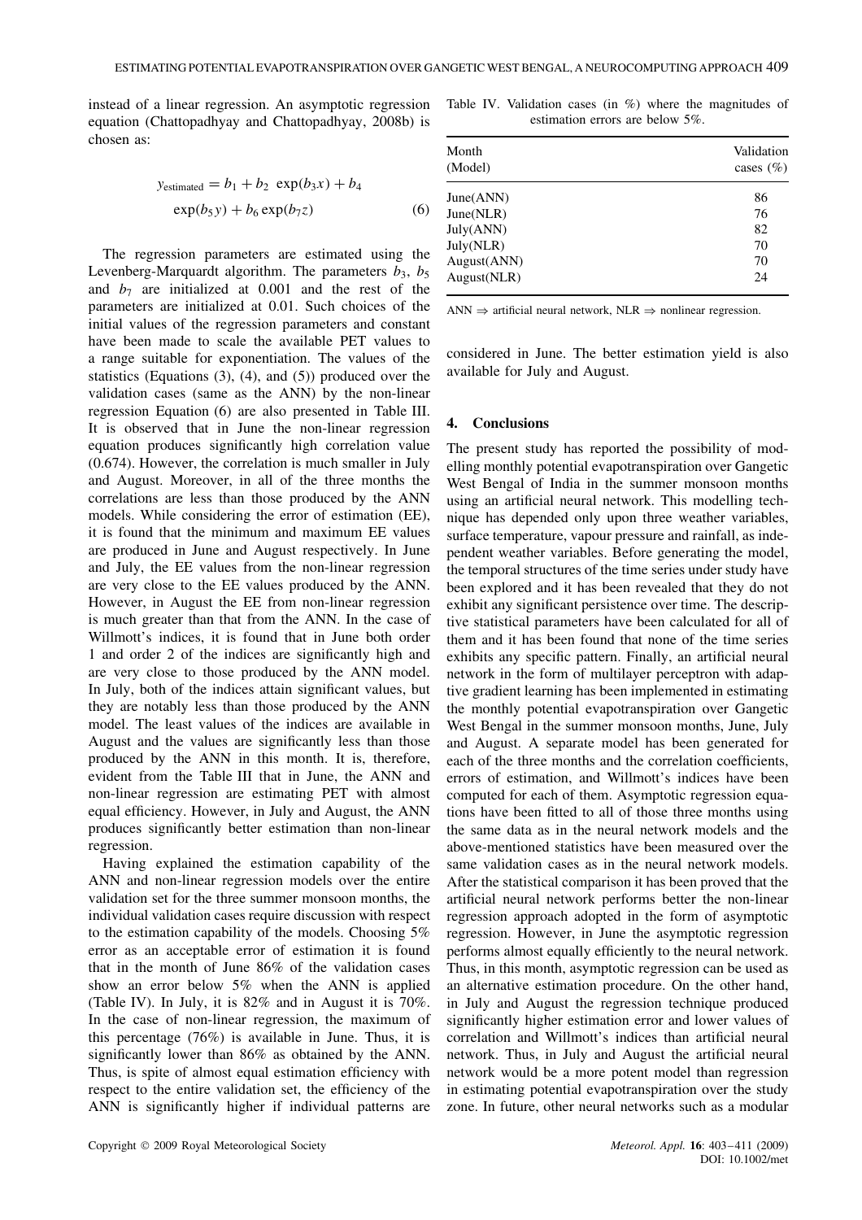instead of a linear regression. An asymptotic regression equation (Chattopadhyay and Chattopadhyay, 2008b) is chosen as:

$$y_{\text{estimated}} = b_1 + b_2 \exp(b_3 x) + b_4 \exp(b_5 y) + b_6 \exp(b_7 z) \tag{6}$$

The regression parameters are estimated using the Levenberg-Marquardt algorithm. The parameters $b_3$, $b_5$ and $b_7$ are initialized at 0.001 and the rest of the parameters are initialized at 0.01. Such choices of the initial values of the regression parameters and constant have been made to scale the available PET values to a range suitable for exponentiation. The values of the statistics (Equations (3), (4), and (5)) produced over the validation cases (same as the ANN) by the non-linear regression Equation (6) are also presented in Table III. It is observed that in June the non-linear regression equation produces significantly high correlation value (0.674). However, the correlation is much smaller in July and August. Moreover, in all of the three months the correlations are less than those produced by the ANN models. While considering the error of estimation (EE), it is found that the minimum and maximum EE values are produced in June and August respectively. In June and July, the EE values from the non-linear regression are very close to the EE values produced by the ANN. However, in August the EE from non-linear regression is much greater than that from the ANN. In the case of Willmott's indices, it is found that in June both order 1 and order 2 of the indices are significantly high and are very close to those produced by the ANN model. In July, both of the indices attain significant values, but they are notably less than those produced by the ANN model. The least values of the indices are available in August and the values are significantly less than those produced by the ANN in this month. It is, therefore, evident from the Table III that in June, the ANN and non-linear regression are estimating PET with almost equal efficiency. However, in July and August, the ANN produces significantly better estimation than non-linear regression.

Having explained the estimation capability of the ANN and non-linear regression models over the entire validation set for the three summer monsoon months, the individual validation cases require discussion with respect to the estimation capability of the models. Choosing 5% error as an acceptable error of estimation it is found that in the month of June 86% of the validation cases show an error below 5% when the ANN is applied (Table IV). In July, it is 82% and in August it is 70%. In the case of non-linear regression, the maximum of this percentage (76%) is available in June. Thus, it is significantly lower than 86% as obtained by the ANN. Thus, is spite of almost equal estimation efficiency with respect to the entire validation set, the efficiency of the ANN is significantly higher if individual patterns are considered in June. The better estimation yield is also available for July and August.

Table IV. Validation cases (in %) where the magnitudes of estimation errors are below 5%.

| Month (Model) | Validation cases (%) |
|---|---|
| June(ANN) | 86 |
| June(NLR) | 76 |
| July(ANN) | 82 |
| July(NLR) | 70 |
| August(ANN) | 70 |
| August(NLR) | 24 |

ANN ⇒ artificial neural network, NLR ⇒ nonlinear regression.

## 4. Conclusions

The present study has reported the possibility of modelling monthly potential evapotranspiration over Gangetic West Bengal of India in the summer monsoon months using an artificial neural network. This modelling technique has depended only upon three weather variables, surface temperature, vapour pressure and rainfall, as independent weather variables. Before generating the model, the temporal structures of the time series under study have been explored and it has been revealed that they do not exhibit any significant persistence over time. The descriptive statistical parameters have been calculated for all of them and it has been found that none of the time series exhibits any specific pattern. Finally, an artificial neural network in the form of multilayer perceptron with adaptive gradient learning has been implemented in estimating the monthly potential evapotranspiration over Gangetic West Bengal in the summer monsoon months, June, July and August. A separate model has been generated for each of the three months and the correlation coefficients, errors of estimation, and Willmott's indices have been computed for each of them. Asymptotic regression equations have been fitted to all of those three months using the same data as in the neural network models and the above-mentioned statistics have been measured over the same validation cases as in the neural network models. After the statistical comparison it has been proved that the artificial neural network performs better the non-linear regression approach adopted in the form of asymptotic regression. However, in June the asymptotic regression performs almost equally efficiently to the neural network. Thus, in this month, asymptotic regression can be used as an alternative estimation procedure. On the other hand, in July and August the regression technique produced significantly higher estimation error and lower values of correlation and Willmott's indices than artificial neural network. Thus, in July and August the artificial neural network would be a more potent model than regression in estimating potential evapotranspiration over the study zone. In future, other neural networks such as a modular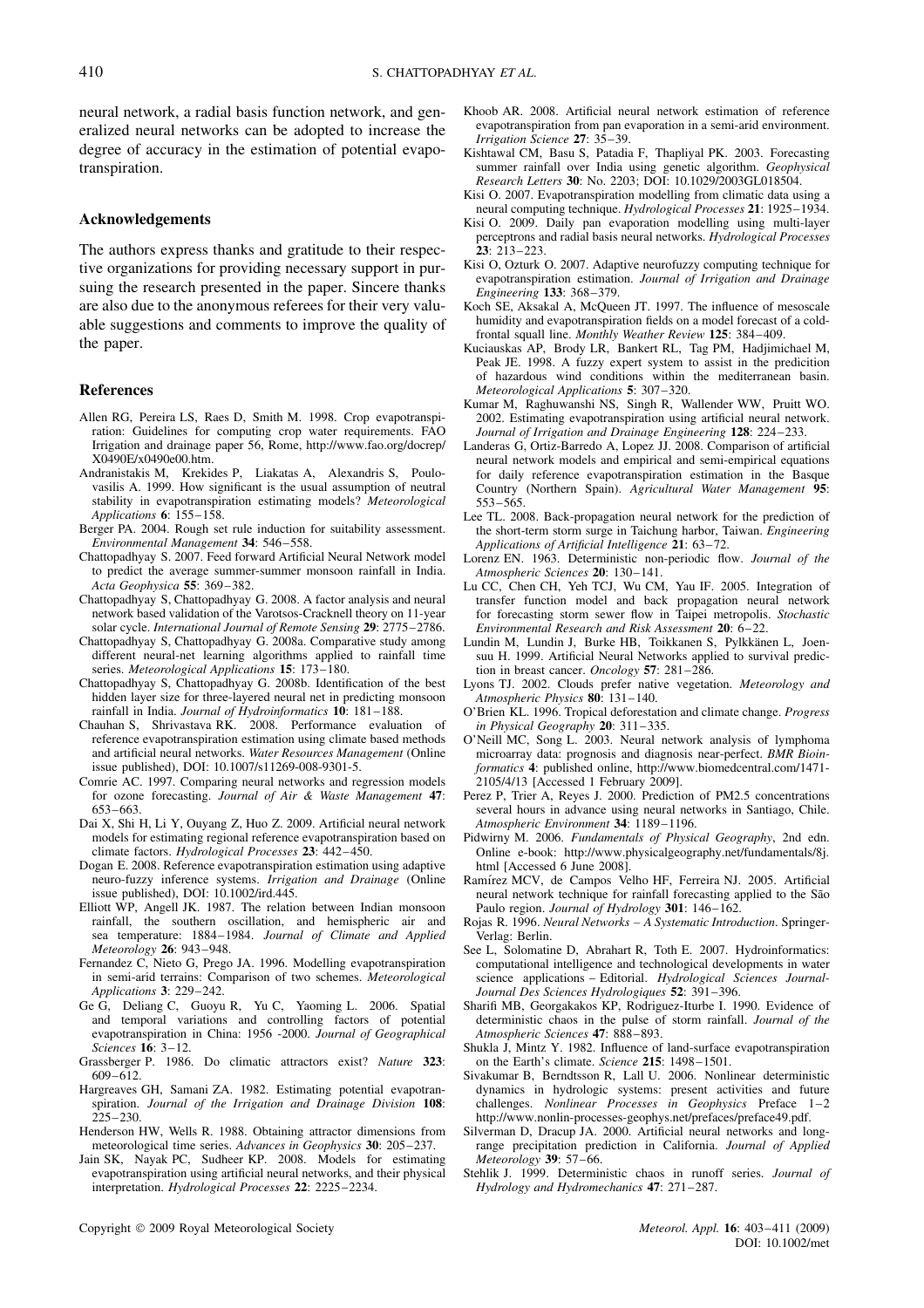neural network, a radial basis function network, and generalized neural networks can be adopted to increase the degree of accuracy in the estimation of potential evapotranspiration.

## Acknowledgements

The authors express thanks and gratitude to their respective organizations for providing necessary support in pursuing the research presented in the paper. Sincere thanks are also due to the anonymous referees for their very valuable suggestions and comments to improve the quality of the paper.

## References

Allen RG, Pereira LS, Raes D, Smith M. 1998. Crop evapotranspiration: Guidelines for computing crop water requirements. FAO Irrigation and drainage paper 56, Rome, http://www.fao.org/docrep/X0490E/x0490e00.htm.

Andranistakis M, Krekides P, Liakatas A, Alexandris S, Poulovasilis A. 1999. How significant is the usual assumption of neutral stability in evapotranspiration estimating models? *Meteorological Applications* **6**: 155–158.

Berger PA. 2004. Rough set rule induction for suitability assessment. *Environmental Management* **34**: 546–558.

Chattopadhyay S. 2007. Feed forward Artificial Neural Network model to predict the average summer-summer monsoon rainfall in India. *Acta Geophysica* **55**: 369–382.

Chattopadhyay S, Chattopadhyay G. 2008. A factor analysis and neural network based validation of the Varotsos-Cracknell theory on 11-year solar cycle. *International Journal of Remote Sensing* **29**: 2775–2786.

Chattopadhyay S, Chattopadhyay G. 2008a. Comparative study among different neural-net learning algorithms applied to rainfall time series. *Meteorological Applications* **15**: 173–180.

Chattopadhyay S, Chattopadhyay G. 2008b. Identification of the best hidden layer size for three-layered neural net in predicting monsoon rainfall in India. *Journal of Hydroinformatics* **10**: 181–188.

Chauhan S, Shrivastava RK. 2008. Performance evaluation of reference evapotranspiration estimation using climate based methods and artificial neural networks. *Water Resources Management* (Online issue published), DOI: 10.1007/s11269-008-9301-5.

Comrie AC. 1997. Comparing neural networks and regression models for ozone forecasting. *Journal of Air & Waste Management* **47**: 653–663.

Dai X, Shi H, Li Y, Ouyang Z, Huo Z. 2009. Artificial neural network models for estimating regional reference evapotranspiration based on climate factors. *Hydrological Processes* **23**: 442–450.

Dogan E. 2008. Reference evapotranspiration estimation using adaptive neuro-fuzzy inference systems. *Irrigation and Drainage* (Online issue published), DOI: 10.1002/ird.445.

Elliott WP, Angell JK. 1987. The relation between Indian monsoon rainfall, the southern oscillation, and hemispheric air and sea temperature: 1884–1984. *Journal of Climate and Applied Meteorology* **26**: 943–948.

Fernandez C, Nieto G, Prego JA. 1996. Modelling evapotranspiration in semi-arid terrains: Comparison of two schemes. *Meteorological Applications* **3**: 229–242.

Ge G, Deliang C, Guoyu R, Yu C, Yaoming L. 2006. Spatial and temporal variations and controlling factors of potential evapotranspiration in China: 1956 -2000. *Journal of Geographical Sciences* **16**: 3–12.

Grassberger P. 1986. Do climatic attractors exist? *Nature* **323**: 609–612.

Hargreaves GH, Samani ZA. 1982. Estimating potential evapotranspiration. *Journal of the Irrigation and Drainage Division* **108**: 225–230.

Henderson HW, Wells R. 1988. Obtaining attractor dimensions from meteorological time series. *Advances in Geophysics* **30**: 205–237.

Jain SK, Nayak PC, Sudheer KP. 2008. Models for estimating evapotranspiration using artificial neural networks, and their physical interpretation. *Hydrological Processes* **22**: 2225–2234.

Khoob AR. 2008. Artificial neural network estimation of reference evapotranspiration from pan evaporation in a semi-arid environment. *Irrigation Science* **27**: 35–39.

Kishtawal CM, Basu S, Patadia F, Thapliyal PK. 2003. Forecasting summer rainfall over India using genetic algorithm. *Geophysical Research Letters* **30**: No. 2203; DOI: 10.1029/2003GL018504.

Kisi O. 2007. Evapotranspiration modelling from climatic data using a neural computing technique. *Hydrological Processes* **21**: 1925–1934.

Kisi O. 2009. Daily pan evaporation modelling using multi-layer perceptrons and radial basis neural networks. *Hydrological Processes* **23**: 213–223.

Kisi O, Ozturk O. 2007. Adaptive neurofuzzy computing technique for evapotranspiration estimation. *Journal of Irrigation and Drainage Engineering* **133**: 368–379.

Koch SE, Aksakal A, McQueen JT. 1997. The influence of mesoscale humidity and evapotranspiration fields on a model forecast of a cold-frontal squall line. *Monthly Weather Review* **125**: 384–409.

Kuciauskas AP, Brody LR, Bankert RL, Tag PM, Hadjimichael M, Peak JE. 1998. A fuzzy expert system to assist in the predicition of hazardous wind conditions within the mediterranean basin. *Meteorological Applications* **5**: 307–320.

Kumar M, Raghuwanshi NS, Singh R, Wallender WW, Pruitt WO. 2002. Estimating evapotranspiration using artificial neural network. *Journal of Irrigation and Drainage Engineering* **128**: 224–233.

Landeras G, Ortiz-Barredo A, Lopez JJ. 2008. Comparison of artificial neural network models and empirical and semi-empirical equations for daily reference evapotranspiration estimation in the Basque Country (Northern Spain). *Agricultural Water Management* **95**: 553–565.

Lee TL. 2008. Back-propagation neural network for the prediction of the short-term storm surge in Taichung harbor, Taiwan. *Engineering Applications of Artificial Intelligence* **21**: 63–72.

Lorenz EN. 1963. Deterministic non-periodic flow. *Journal of the Atmospheric Sciences* **20**: 130–141.

Lu CC, Chen CH, Yeh TCJ, Wu CM, Yau IF. 2005. Integration of transfer function model and back propagation neural network for forecasting storm sewer flow in Taipei metropolis. *Stochastic Environmental Research and Risk Assessment* **20**: 6–22.

Lundin M, Lundin J, Burke HB, Toikkanen S, Pylkkänen L, Joensuu H. 1999. Artificial Neural Networks applied to survival prediction in breast cancer. *Oncology* **57**: 281–286.

Lyons TJ. 2002. Clouds prefer native vegetation. *Meteorology and Atmospheric Physics* **80**: 131–140.

O'Brien KL. 1996. Tropical deforestation and climate change. *Progress in Physical Geography* **20**: 311–335.

O'Neill MC, Song L. 2003. Neural network analysis of lymphoma microarray data: prognosis and diagnosis near-perfect. *BMR Bioinformatics* **4**: published online, http://www.biomedcentral.com/1471-2105/4/13 [Accessed 1 February 2009].

Perez P, Trier A, Reyes J. 2000. Prediction of PM2.5 concentrations several hours in advance using neural networks in Santiago, Chile. *Atmospheric Environment* **34**: 1189–1196.

Pidwirny M. 2006. *Fundamentals of Physical Geography*, 2nd edn. Online e-book: http://www.physicalgeography.net/fundamentals/8j.html [Accessed 6 June 2008].

Ramírez MCV, de Campos Velho HF, Ferreira NJ. 2005. Artificial neural network technique for rainfall forecasting applied to the São Paulo region. *Journal of Hydrology* **301**: 146–162.

Rojas R. 1996. *Neural Networks – A Systematic Introduction*. Springer-Verlag: Berlin.

See L, Solomatine D, Abrahart R, Toth E. 2007. Hydroinformatics: computational intelligence and technological developments in water science applications – Editorial. *Hydrological Sciences Journal-Journal Des Sciences Hydrologiques* **52**: 391–396.

Sharifi MB, Georgakakos KP, Rodriguez-Iturbe I. 1990. Evidence of deterministic chaos in the pulse of storm rainfall. *Journal of the Atmospheric Sciences* **47**: 888–893.

Shukla J, Mintz Y. 1982. Influence of land-surface evapotranspiration on the Earth's climate. *Science* **215**: 1498–1501.

Sivakumar B, Berndtsson R, Lall U. 2006. Nonlinear deterministic dynamics in hydrologic systems: present activities and future challenges. *Nonlinear Processes in Geophysics* Preface 1–2 http://www.nonlin-processes-geophys.net/prefaces/preface49.pdf.

Silverman D, Dracup JA. 2000. Artificial neural networks and long-range precipitation prediction in California. *Journal of Applied Meteorology* **39**: 57–66.

Stehlik J. 1999. Deterministic chaos in runoff series. *Journal of Hydrology and Hydromechanics* **47**: 271–287.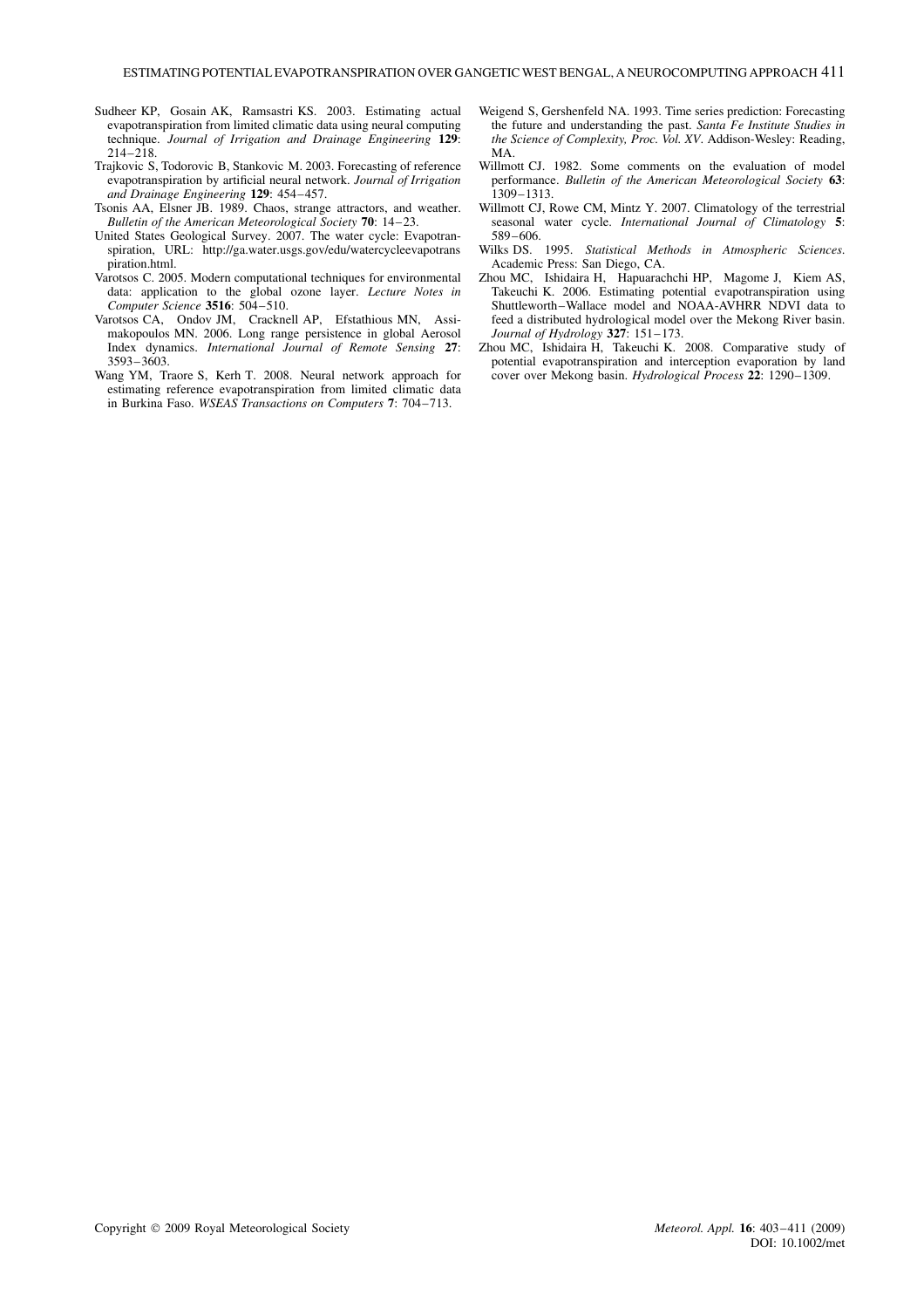Sudheer KP, Gosain AK, Ramsastri KS. 2003. Estimating actual evapotranspiration from limited climatic data using neural computing technique. *Journal of Irrigation and Drainage Engineering* **129**: 214–218.

Trajkovic S, Todorovic B, Stankovic M. 2003. Forecasting of reference evapotranspiration by artificial neural network. *Journal of Irrigation and Drainage Engineering* **129**: 454–457.

Tsonis AA, Elsner JB. 1989. Chaos, strange attractors, and weather. *Bulletin of the American Meteorological Society* **70**: 14–23.

United States Geological Survey. 2007. The water cycle: Evapotranspiration, URL: http://ga.water.usgs.gov/edu/watercycleevapotranspiration.html.

Varotsos C. 2005. Modern computational techniques for environmental data: application to the global ozone layer. *Lecture Notes in Computer Science* **3516**: 504–510.

Varotsos CA, Ondov JM, Cracknell AP, Efstathious MN, Assimakopoulos MN. 2006. Long range persistence in global Aerosol Index dynamics. *International Journal of Remote Sensing* **27**: 3593–3603.

Wang YM, Traore S, Kerh T. 2008. Neural network approach for estimating reference evapotranspiration from limited climatic data in Burkina Faso. *WSEAS Transactions on Computers* **7**: 704–713.

Weigend S, Gershenfeld NA. 1993. Time series prediction: Forecasting the future and understanding the past. *Santa Fe Institute Studies in the Science of Complexity, Proc. Vol. XV*. Addison-Wesley: Reading, MA.

Willmott CJ. 1982. Some comments on the evaluation of model performance. *Bulletin of the American Meteorological Society* **63**: 1309–1313.

Willmott CJ, Rowe CM, Mintz Y. 2007. Climatology of the terrestrial seasonal water cycle. *International Journal of Climatology* **5**: 589–606.

Wilks DS. 1995. *Statistical Methods in Atmospheric Sciences*. Academic Press: San Diego, CA.

Zhou MC, Ishidaira H, Hapuarachchi HP, Magome J, Kiem AS, Takeuchi K. 2006. Estimating potential evapotranspiration using Shuttleworth–Wallace model and NOAA-AVHRR NDVI data to feed a distributed hydrological model over the Mekong River basin. *Journal of Hydrology* **327**: 151–173.

Zhou MC, Ishidaira H, Takeuchi K. 2008. Comparative study of potential evapotranspiration and interception evaporation by land cover over Mekong basin. *Hydrological Process* **22**: 1290–1309.